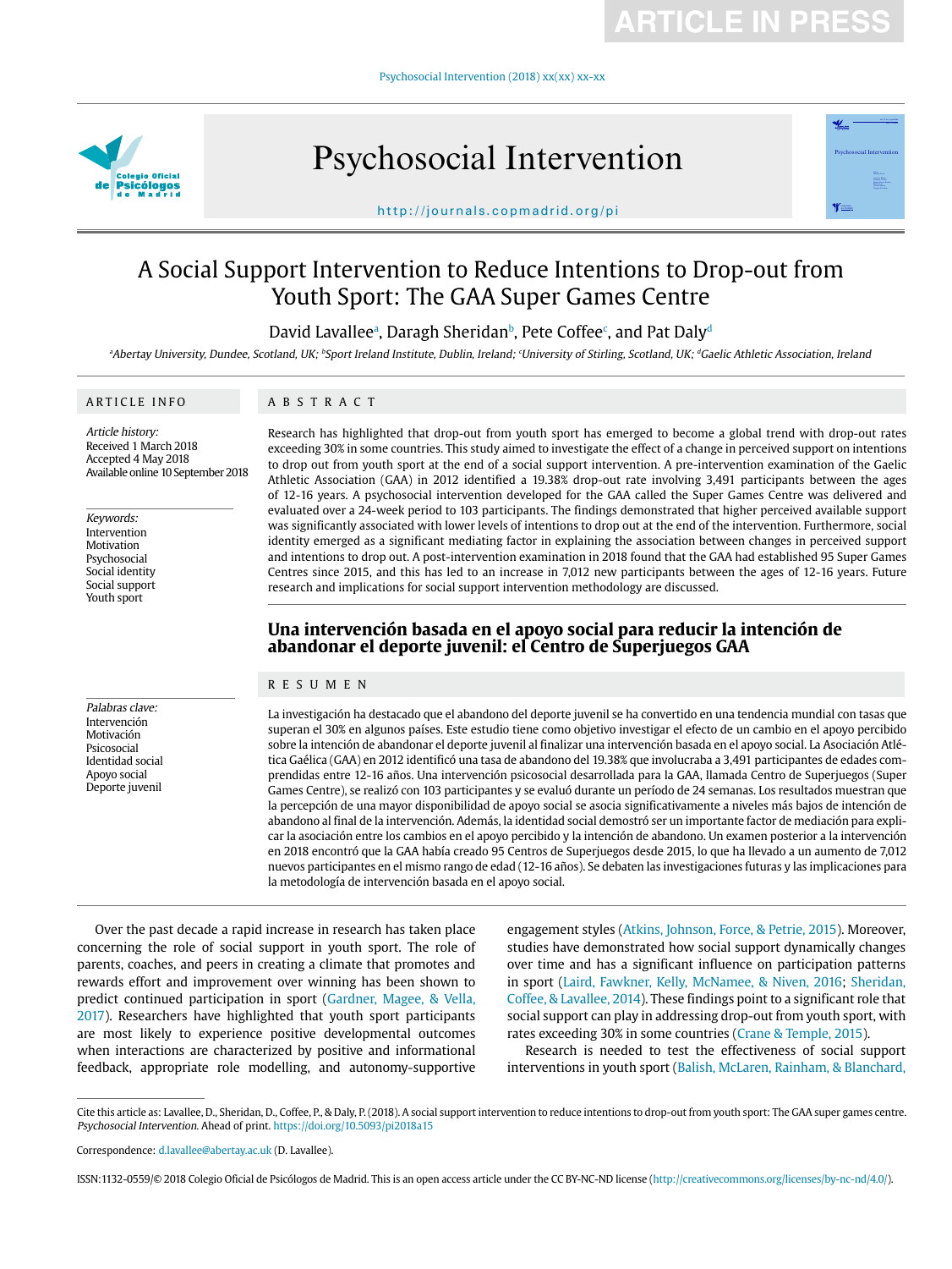# A Social Support Intervention to Reduce Intentions to Drop-out from Youth Sport: The GAA Super Games Centre

David Lavallee[a], Daragh Sheridan[b], Pete Coffee[c], and Pat Daly[d]

[a]Abertay University, Dundee, Scotland, UK; [b]Sport Ireland Institute, Dublin, Ireland; [c]University of Stirling, Scotland, UK; [d]Gaelic Athletic Association, Ireland

## ARTICLE INFO

*Article history:*
Received 1 March 2018
Accepted 4 May 2018
Available online 10 September 2018

*Keywords:*
Intervention
Motivation
Psychosocial
Social identity
Social support
Youth sport

## ABSTRACT

Research has highlighted that drop-out from youth sport has emerged to become a global trend with drop-out rates exceeding 30% in some countries. This study aimed to investigate the effect of a change in perceived support on intentions to drop out from youth sport at the end of a social support intervention. A pre-intervention examination of the Gaelic Athletic Association (GAA) in 2012 identified a 19.38% drop-out rate involving 3,491 participants between the ages of 12-16 years. A psychosocial intervention developed for the GAA called the Super Games Centre was delivered and evaluated over a 24-week period to 103 participants. The findings demonstrated that higher perceived available support was significantly associated with lower levels of intentions to drop out at the end of the intervention. Furthermore, social identity emerged as a significant mediating factor in explaining the association between changes in perceived support and intentions to drop out. A post-intervention examination in 2018 found that the GAA had established 95 Super Games Centres since 2015, and this has led to an increase in 7,012 new participants between the ages of 12-16 years. Future research and implications for social support intervention methodology are discussed.

## Una intervención basada en el apoyo social para reducir la intención de abandonar el deporte juvenil: el Centro de Superjuegos GAA

*Palabras clave:*
Intervención
Motivación
Psicosocial
Identidad social
Apoyo social
Deporte juvenil

## RESUMEN

La investigación ha destacado que el abandono del deporte juvenil se ha convertido en una tendencia mundial con tasas que superan el 30% en algunos países. Este estudio tiene como objetivo investigar el efecto de un cambio en el apoyo percibido sobre la intención de abandonar el deporte juvenil al finalizar una intervención basada en el apoyo social. La Asociación Atlética Gaélica (GAA) en 2012 identificó una tasa de abandono del 19.38% que involucraba a 3,491 participantes de edades comprendidas entre 12-16 años. Una intervención psicosocial desarrollada para la GAA, llamada Centro de Superjuegos (Super Games Centre), se realizó con 103 participantes y se evaluó durante un período de 24 semanas. Los resultados muestran que la percepción de una mayor disponibilidad de apoyo social se asocia significativamente a niveles más bajos de intención de abandono al final de la intervención. Además, la identidad social demostró ser un importante factor de mediación para explicar la asociación entre los cambios en el apoyo percibido y la intención de abandono. Un examen posterior a la intervención en 2018 encontró que la GAA había creado 95 Centros de Superjuegos desde 2015, lo que ha llevado a un aumento de 7,012 nuevos participantes en el mismo rango de edad (12-16 años). Se debaten las investigaciones futuras y las implicaciones para la metodología de intervención basada en el apoyo social.

Over the past decade a rapid increase in research has taken place concerning the role of social support in youth sport. The role of parents, coaches, and peers in creating a climate that promotes and rewards effort and improvement over winning has been shown to predict continued participation in sport (Gardner, Magee, & Vella, 2017). Researchers have highlighted that youth sport participants are most likely to experience positive developmental outcomes when interactions are characterized by positive and informational feedback, appropriate role modelling, and autonomy-supportive engagement styles (Atkins, Johnson, Force, & Petrie, 2015). Moreover, studies have demonstrated how social support dynamically changes over time and has a significant influence on participation patterns in sport (Laird, Fawkner, Kelly, McNamee, & Niven, 2016; Sheridan, Coffee, & Lavallee, 2014). These findings point to a significant role that social support can play in addressing drop-out from youth sport, with rates exceeding 30% in some countries (Crane & Temple, 2015).

Research is needed to test the effectiveness of social support interventions in youth sport (Balish, McLaren, Rainham, & Blanchard,

Cite this article as: Lavallee, D., Sheridan, D., Coffee, P., & Daly, P. (2018). A social support intervention to reduce intentions to drop-out from youth sport: The GAA super games centre. *Psychosocial Intervention.* Ahead of print. https://doi.org/10.5093/pi2018a15

Correspondence: d.lavallee@abertay.ac.uk (D. Lavallee).

ISSN:1132-0559/© 2018 Colegio Oficial de Psicólogos de Madrid. This is an open access article under the CC BY-NC-ND license (http://creativecommons.org/licenses/by-nc-nd/4.0/).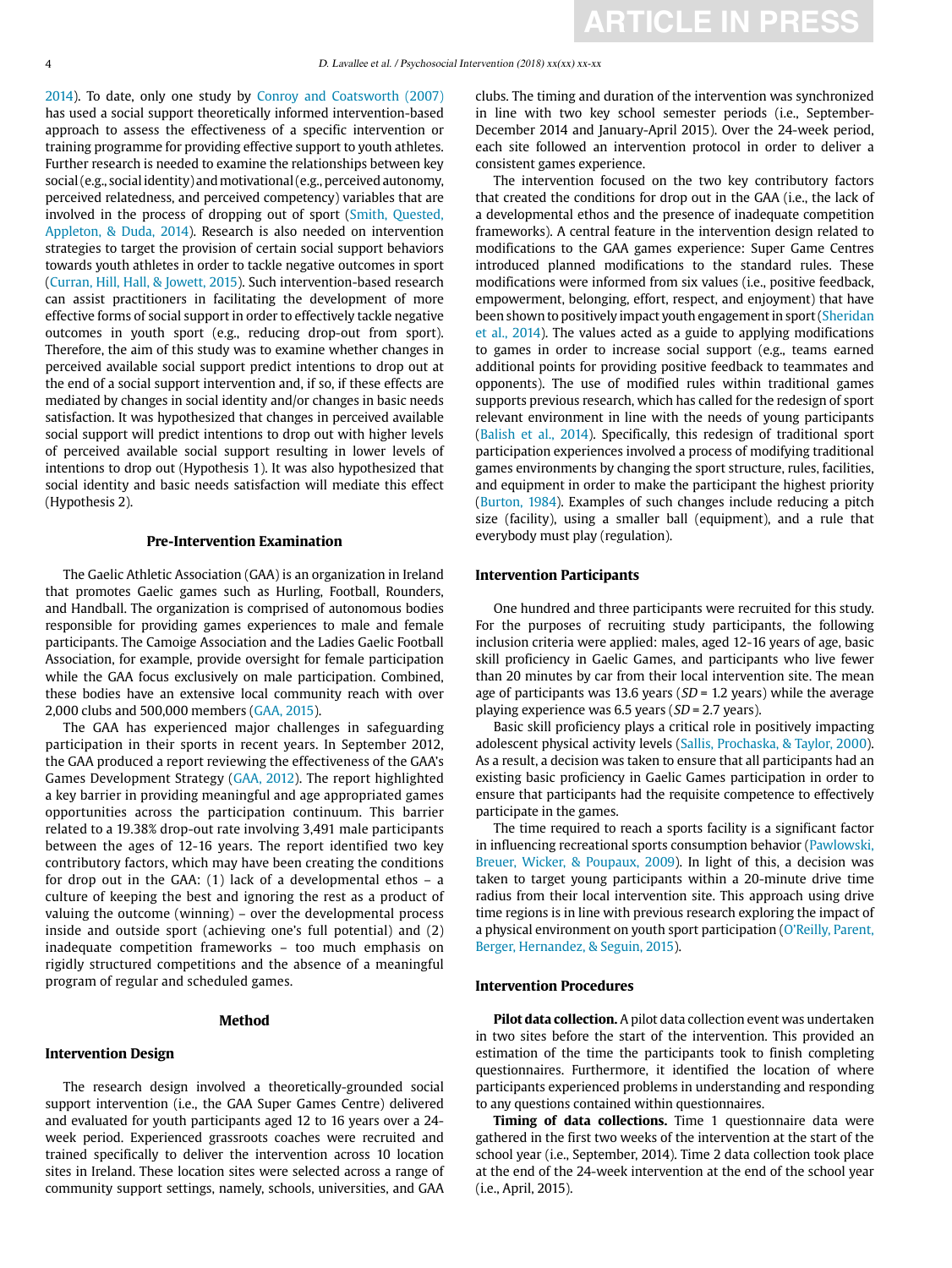2014). To date, only one study by Conroy and Coatsworth (2007) has used a social support theoretically informed intervention-based approach to assess the effectiveness of a specific intervention or training programme for providing effective support to youth athletes. Further research is needed to examine the relationships between key social (e.g., social identity) and motivational (e.g., perceived autonomy, perceived relatedness, and perceived competency) variables that are involved in the process of dropping out of sport (Smith, Quested, Appleton, & Duda, 2014). Research is also needed on intervention strategies to target the provision of certain social support behaviors towards youth athletes in order to tackle negative outcomes in sport (Curran, Hill, Hall, & Jowett, 2015). Such intervention-based research can assist practitioners in facilitating the development of more effective forms of social support in order to effectively tackle negative outcomes in youth sport (e.g., reducing drop-out from sport). Therefore, the aim of this study was to examine whether changes in perceived available social support predict intentions to drop out at the end of a social support intervention and, if so, if these effects are mediated by changes in social identity and/or changes in basic needs satisfaction. It was hypothesized that changes in perceived available social support will predict intentions to drop out with higher levels of perceived available social support resulting in lower levels of intentions to drop out (Hypothesis 1). It was also hypothesized that social identity and basic needs satisfaction will mediate this effect (Hypothesis 2).

## Pre-Intervention Examination

The Gaelic Athletic Association (GAA) is an organization in Ireland that promotes Gaelic games such as Hurling, Football, Rounders, and Handball. The organization is comprised of autonomous bodies responsible for providing games experiences to male and female participants. The Camoige Association and the Ladies Gaelic Football Association, for example, provide oversight for female participation while the GAA focus exclusively on male participation. Combined, these bodies have an extensive local community reach with over 2,000 clubs and 500,000 members (GAA, 2015).

The GAA has experienced major challenges in safeguarding participation in their sports in recent years. In September 2012, the GAA produced a report reviewing the effectiveness of the GAA's Games Development Strategy (GAA, 2012). The report highlighted a key barrier in providing meaningful and age appropriated games opportunities across the participation continuum. This barrier related to a 19.38% drop-out rate involving 3,491 male participants between the ages of 12-16 years. The report identified two key contributory factors, which may have been creating the conditions for drop out in the GAA: (1) lack of a developmental ethos – a culture of keeping the best and ignoring the rest as a product of valuing the outcome (winning) – over the developmental process inside and outside sport (achieving one's full potential) and (2) inadequate competition frameworks – too much emphasis on rigidly structured competitions and the absence of a meaningful program of regular and scheduled games.

## Method

### Intervention Design

The research design involved a theoretically-grounded social support intervention (i.e., the GAA Super Games Centre) delivered and evaluated for youth participants aged 12 to 16 years over a 24-week period. Experienced grassroots coaches were recruited and trained specifically to deliver the intervention across 10 location sites in Ireland. These location sites were selected across a range of community support settings, namely, schools, universities, and GAA clubs. The timing and duration of the intervention was synchronized in line with two key school semester periods (i.e., September-December 2014 and January-April 2015). Over the 24-week period, each site followed an intervention protocol in order to deliver a consistent games experience.

The intervention focused on the two key contributory factors that created the conditions for drop out in the GAA (i.e., the lack of a developmental ethos and the presence of inadequate competition frameworks). A central feature in the intervention design related to modifications to the GAA games experience: Super Game Centres introduced planned modifications to the standard rules. These modifications were informed from six values (i.e., positive feedback, empowerment, belonging, effort, respect, and enjoyment) that have been shown to positively impact youth engagement in sport (Sheridan et al., 2014). The values acted as a guide to applying modifications to games in order to increase social support (e.g., teams earned additional points for providing positive feedback to teammates and opponents). The use of modified rules within traditional games supports previous research, which has called for the redesign of sport relevant environment in line with the needs of young participants (Balish et al., 2014). Specifically, this redesign of traditional sport participation experiences involved a process of modifying traditional games environments by changing the sport structure, rules, facilities, and equipment in order to make the participant the highest priority (Burton, 1984). Examples of such changes include reducing a pitch size (facility), using a smaller ball (equipment), and a rule that everybody must play (regulation).

### Intervention Participants

One hundred and three participants were recruited for this study. For the purposes of recruiting study participants, the following inclusion criteria were applied: males, aged 12-16 years of age, basic skill proficiency in Gaelic Games, and participants who live fewer than 20 minutes by car from their local intervention site. The mean age of participants was 13.6 years (*SD* = 1.2 years) while the average playing experience was 6.5 years (*SD* = 2.7 years).

Basic skill proficiency plays a critical role in positively impacting adolescent physical activity levels (Sallis, Prochaska, & Taylor, 2000). As a result, a decision was taken to ensure that all participants had an existing basic proficiency in Gaelic Games participation in order to ensure that participants had the requisite competence to effectively participate in the games.

The time required to reach a sports facility is a significant factor in influencing recreational sports consumption behavior (Pawlowski, Breuer, Wicker, & Poupaux, 2009). In light of this, a decision was taken to target young participants within a 20-minute drive time radius from their local intervention site. This approach using drive time regions is in line with previous research exploring the impact of a physical environment on youth sport participation (O'Reilly, Parent, Berger, Hernandez, & Seguin, 2015).

### Intervention Procedures

**Pilot data collection.** A pilot data collection event was undertaken in two sites before the start of the intervention. This provided an estimation of the time the participants took to finish completing questionnaires. Furthermore, it identified the location of where participants experienced problems in understanding and responding to any questions contained within questionnaires.

**Timing of data collections.** Time 1 questionnaire data were gathered in the first two weeks of the intervention at the start of the school year (i.e., September, 2014). Time 2 data collection took place at the end of the 24-week intervention at the end of the school year (i.e., April, 2015).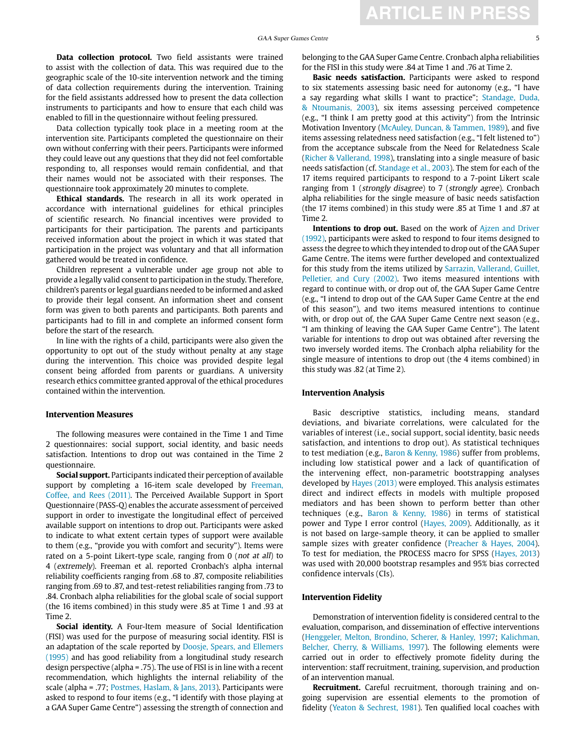**Data collection protocol.** Two field assistants were trained to assist with the collection of data. This was required due to the geographic scale of the 10-site intervention network and the timing of data collection requirements during the intervention. Training for the field assistants addressed how to present the data collection instruments to participants and how to ensure that each child was enabled to fill in the questionnaire without feeling pressured.

Data collection typically took place in a meeting room at the intervention site. Participants completed the questionnaire on their own without conferring with their peers. Participants were informed they could leave out any questions that they did not feel comfortable responding to, all responses would remain confidential, and that their names would not be associated with their responses. The questionnaire took approximately 20 minutes to complete.

**Ethical standards.** The research in all its work operated in accordance with international guidelines for ethical principles of scientific research. No financial incentives were provided to participants for their participation. The parents and participants received information about the project in which it was stated that participation in the project was voluntary and that all information gathered would be treated in confidence.

Children represent a vulnerable under age group not able to provide a legally valid consent to participation in the study. Therefore, children's parents or legal guardians needed to be informed and asked to provide their legal consent. An information sheet and consent form was given to both parents and participants. Both parents and participants had to fill in and complete an informed consent form before the start of the research.

In line with the rights of a child, participants were also given the opportunity to opt out of the study without penalty at any stage during the intervention. This choice was provided despite legal consent being afforded from parents or guardians. A university research ethics committee granted approval of the ethical procedures contained within the intervention.

### Intervention Measures

The following measures were contained in the Time 1 and Time 2 questionnaires: social support, social identity, and basic needs satisfaction. Intentions to drop out was contained in the Time 2 questionnaire.

**Social support.** Participants indicated their perception of available support by completing a 16-item scale developed by Freeman, Coffee, and Rees (2011). The Perceived Available Support in Sport Questionnaire (PASS-Q) enables the accurate assessment of perceived support in order to investigate the longitudinal effect of perceived available support on intentions to drop out. Participants were asked to indicate to what extent certain types of support were available to them (e.g., "provide you with comfort and security"). Items were rated on a 5-point Likert-type scale, ranging from 0 (*not at all*) to 4 (*extremely*). Freeman et al. reported Cronbach's alpha internal reliability coefficients ranging from .68 to .87, composite reliabilities ranging from .69 to .87, and test-retest reliabilities ranging from .73 to .84. Cronbach alpha reliabilities for the global scale of social support (the 16 items combined) in this study were .85 at Time 1 and .93 at Time 2.

**Social identity.** A Four-Item measure of Social Identification (FISI) was used for the purpose of measuring social identity. FISI is an adaptation of the scale reported by Doosje, Spears, and Ellemers (1995) and has good reliability from a longitudinal study research design perspective (alpha = .75). The use of FISI is in line with a recent recommendation, which highlights the internal reliability of the scale (alpha = .77; Postmes, Haslam, & Jans, 2013). Participants were asked to respond to four items (e.g., "I identify with those playing at a GAA Super Game Centre") assessing the strength of connection and belonging to the GAA Super Game Centre. Cronbach alpha reliabilities for the FISI in this study were .84 at Time 1 and .76 at Time 2.

**Basic needs satisfaction.** Participants were asked to respond to six statements assessing basic need for autonomy (e.g., "I have a say regarding what skills I want to practice"; Standage, Duda, & Ntoumanis, 2003), six items assessing perceived competence (e.g., "I think I am pretty good at this activity") from the Intrinsic Motivation Inventory (McAuley, Duncan, & Tammen, 1989), and five items assessing relatedness need satisfaction (e.g., "I felt listened to") from the acceptance subscale from the Need for Relatedness Scale (Richer & Vallerand, 1998), translating into a single measure of basic needs satisfaction (cf. Standage et al., 2003). The stem for each of the 17 items required participants to respond to a 7-point Likert scale ranging from 1 (*strongly disagree*) to 7 (*strongly agree*). Cronbach alpha reliabilities for the single measure of basic needs satisfaction (the 17 items combined) in this study were .85 at Time 1 and .87 at Time 2.

**Intentions to drop out.** Based on the work of Ajzen and Driver (1992), participants were asked to respond to four items designed to assess the degree to which they intended to drop out of the GAA Super Game Centre. The items were further developed and contextualized for this study from the items utilized by Sarrazin, Vallerand, Guillet, Pelletier, and Cury (2002). Two items measured intentions with regard to continue with, or drop out of, the GAA Super Game Centre (e.g., "I intend to drop out of the GAA Super Game Centre at the end of this season"), and two items measured intentions to continue with, or drop out of, the GAA Super Game Centre next season (e.g., "I am thinking of leaving the GAA Super Game Centre"). The latent variable for intentions to drop out was obtained after reversing the two inversely worded items. The Cronbach alpha reliability for the single measure of intentions to drop out (the 4 items combined) in this study was .82 (at Time 2).

### Intervention Analysis

Basic descriptive statistics, including means, standard deviations, and bivariate correlations, were calculated for the variables of interest (i.e., social support, social identity, basic needs satisfaction, and intentions to drop out). As statistical techniques to test mediation (e.g., Baron & Kenny, 1986) suffer from problems, including low statistical power and a lack of quantification of the intervening effect, non-parametric bootstrapping analyses developed by Hayes (2013) were employed. This analysis estimates direct and indirect effects in models with multiple proposed mediators and has been shown to perform better than other techniques (e.g., Baron & Kenny, 1986) in terms of statistical power and Type I error control (Hayes, 2009). Additionally, as it is not based on large-sample theory, it can be applied to smaller sample sizes with greater confidence (Preacher & Hayes, 2004). To test for mediation, the PROCESS macro for SPSS (Hayes, 2013) was used with 20,000 bootstrap resamples and 95% bias corrected confidence intervals (CIs).

### Intervention Fidelity

Demonstration of intervention fidelity is considered central to the evaluation, comparison, and dissemination of effective interventions (Henggeler, Melton, Brondino, Scherer, & Hanley, 1997; Kalichman, Belcher, Cherry, & Williams, 1997). The following elements were carried out in order to effectively promote fidelity during the intervention: staff recruitment, training, supervision, and production of an intervention manual.

**Recruitment.** Careful recruitment, thorough training and on-going supervision are essential elements to the promotion of fidelity (Yeaton & Sechrest, 1981). Ten qualified local coaches with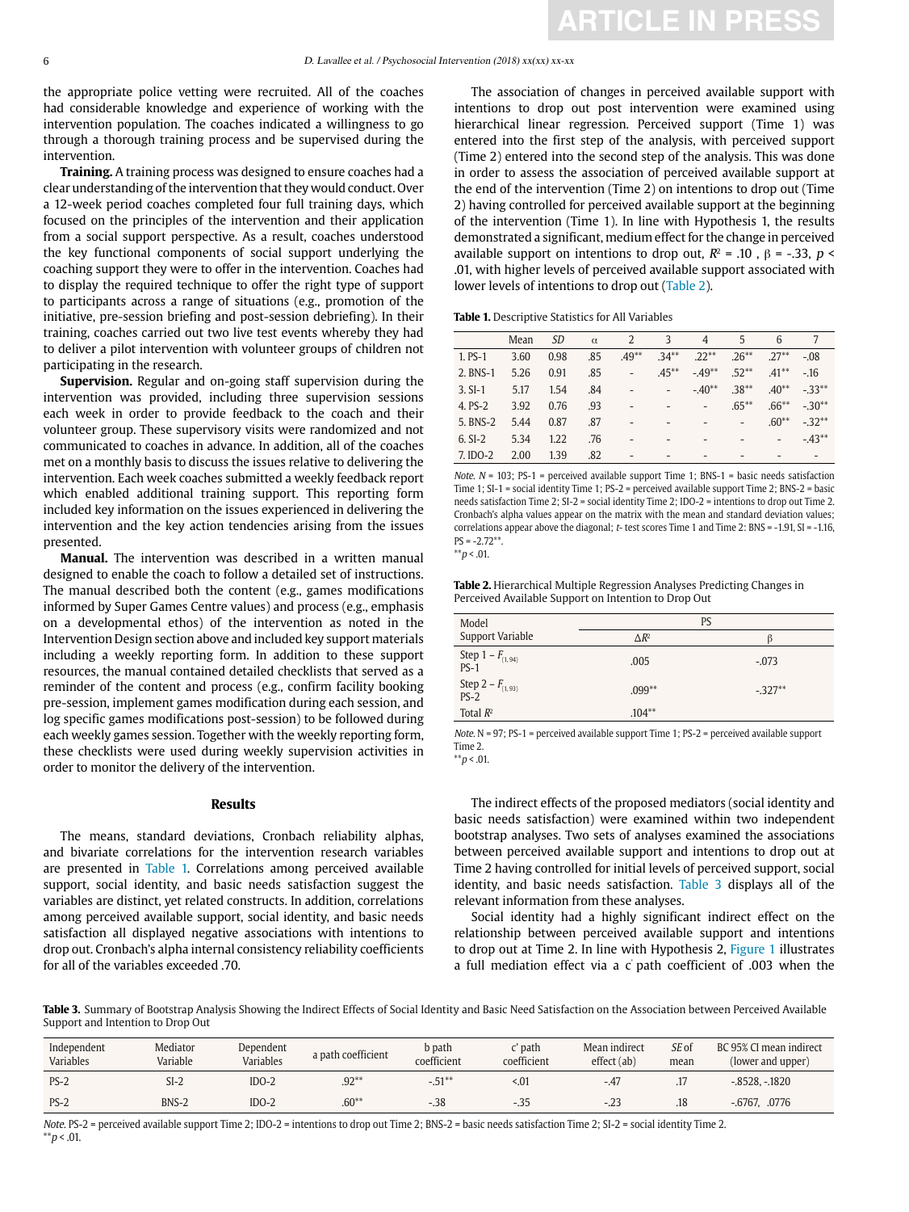the appropriate police vetting were recruited. All of the coaches had considerable knowledge and experience of working with the intervention population. The coaches indicated a willingness to go through a thorough training process and be supervised during the intervention.

**Training.** A training process was designed to ensure coaches had a clear understanding of the intervention that they would conduct. Over a 12-week period coaches completed four full training days, which focused on the principles of the intervention and their application from a social support perspective. As a result, coaches understood the key functional components of social support underlying the coaching support they were to offer in the intervention. Coaches had to display the required technique to offer the right type of support to participants across a range of situations (e.g., promotion of the initiative, pre-session briefing and post-session debriefing). In their training, coaches carried out two live test events whereby they had to deliver a pilot intervention with volunteer groups of children not participating in the research.

**Supervision.** Regular and on-going staff supervision during the intervention was provided, including three supervision sessions each week in order to provide feedback to the coach and their volunteer group. These supervisory visits were randomized and not communicated to coaches in advance. In addition, all of the coaches met on a monthly basis to discuss the issues relative to delivering the intervention. Each week coaches submitted a weekly feedback report which enabled additional training support. This reporting form included key information on the issues experienced in delivering the intervention and the key action tendencies arising from the issues presented.

**Manual.** The intervention was described in a written manual designed to enable the coach to follow a detailed set of instructions. The manual described both the content (e.g., games modifications informed by Super Games Centre values) and process (e.g., emphasis on a developmental ethos) of the intervention as noted in the Intervention Design section above and included key support materials including a weekly reporting form. In addition to these support resources, the manual contained detailed checklists that served as a reminder of the content and process (e.g., confirm facility booking pre-session, implement games modification during each session, and log specific games modifications post-session) to be followed during each weekly games session. Together with the weekly reporting form, these checklists were used during weekly supervision activities in order to monitor the delivery of the intervention.

## Results

The means, standard deviations, Cronbach reliability alphas, and bivariate correlations for the intervention research variables are presented in Table 1. Correlations among perceived available support, social identity, and basic needs satisfaction suggest the variables are distinct, yet related constructs. In addition, correlations among perceived available support, social identity, and basic needs satisfaction all displayed negative associations with intentions to drop out. Cronbach's alpha internal consistency reliability coefficients for all of the variables exceeded .70.

The association of changes in perceived available support with intentions to drop out post intervention were examined using hierarchical linear regression. Perceived support (Time 1) was entered into the first step of the analysis, with perceived support (Time 2) entered into the second step of the analysis. This was done in order to assess the association of perceived available support at the end of the intervention (Time 2) on intentions to drop out (Time 2) having controlled for perceived available support at the beginning of the intervention (Time 1). In line with Hypothesis 1, the results demonstrated a significant, medium effect for the change in perceived available support on intentions to drop out, $R^2$ = .10 , β = -.33, $p$ < .01, with higher levels of perceived available support associated with lower levels of intentions to drop out (Table 2).

**Table 1.** Descriptive Statistics for All Variables

| | Mean | *SD* | α | 2 | 3 | 4 | 5 | 6 | 7 |
|---|---|---|---|---|---|---|---|---|---|
| 1. PS-1 | 3.60 | 0.98 | .85 | .49** | .34** | .22** | .26** | .27** | -.08 |
| 2. BNS-1 | 5.26 | 0.91 | .85 | - | .45** | -.49** | .52** | .41** | -.16 |
| 3. SI-1 | 5.17 | 1.54 | .84 | - | - | -.40** | .38** | .40** | -.33** |
| 4. PS-2 | 3.92 | 0.76 | .93 | - | - | - | .65** | .66** | -.30** |
| 5. BNS-2 | 5.44 | 0.87 | .87 | - | - | - | - | .60** | -.32** |
| 6. SI-2 | 5.34 | 1.22 | .76 | - | - | - | - | - | -.43** |
| 7. IDO-2 | 2.00 | 1.39 | .82 | - | - | - | - | - | - |

*Note.* $N$ = 103; PS-1 = perceived available support Time 1; BNS-1 = basic needs satisfaction Time 1; SI-1 = social identity Time 1; PS-2 = perceived available support Time 2; BNS-2 = basic needs satisfaction Time 2; SI-2 = social identity Time 2; IDO-2 = intentions to drop out Time 2. Cronbach's alpha values appear on the matrix with the mean and standard deviation values; correlations appear above the diagonal; $t$- test scores Time 1 and Time 2: BNS = -1.91, SI = -1.16, PS = -2.72**.
**$p$ < .01.

**Table 2.** Hierarchical Multiple Regression Analyses Predicting Changes in Perceived Available Support on Intention to Drop Out

| Model | PS | |
|---|---|---|
| Support Variable | Δ$R^2$ | β |
| Step 1 – $F_{(1, 94)}$ PS-1 | .005 | -.073 |
| Step 2 – $F_{(1, 93)}$ PS-2 | .099** | -.327** |
| Total $R^2$ | .104** | |

*Note.* N = 97; PS-1 = perceived available support Time 1; PS-2 = perceived available support Time 2.
**$p$ < .01.

The indirect effects of the proposed mediators (social identity and basic needs satisfaction) were examined within two independent bootstrap analyses. Two sets of analyses examined the associations between perceived available support and intentions to drop out at Time 2 having controlled for initial levels of perceived support, social identity, and basic needs satisfaction. Table 3 displays all of the relevant information from these analyses.

Social identity had a highly significant indirect effect on the relationship between perceived available support and intentions to drop out at Time 2. In line with Hypothesis 2, Figure 1 illustrates a full mediation effect via a c' path coefficient of .003 when the

**Table 3.** Summary of Bootstrap Analysis Showing the Indirect Effects of Social Identity and Basic Need Satisfaction on the Association between Perceived Available Support and Intention to Drop Out

| Independent Variables | Mediator Variable | Dependent Variables | a path coefficient | b path coefficient | c' path coefficient | Mean indirect effect (ab) | *SE* of mean | BC 95% CI mean indirect (lower and upper) |
|---|---|---|---|---|---|---|---|---|
| PS-2 | SI-2 | IDO-2 | .92** | -.51** | <.01 | -.47 | .17 | -.8528, -.1820 |
| PS-2 | BNS-2 | IDO-2 | .60** | -.38 | -.35 | -.23 | .18 | -.6767, .0776 |

*Note.* PS-2 = perceived available support Time 2; IDO-2 = intentions to drop out Time 2; BNS-2 = basic needs satisfaction Time 2; SI-2 = social identity Time 2.
**$p$ < .01.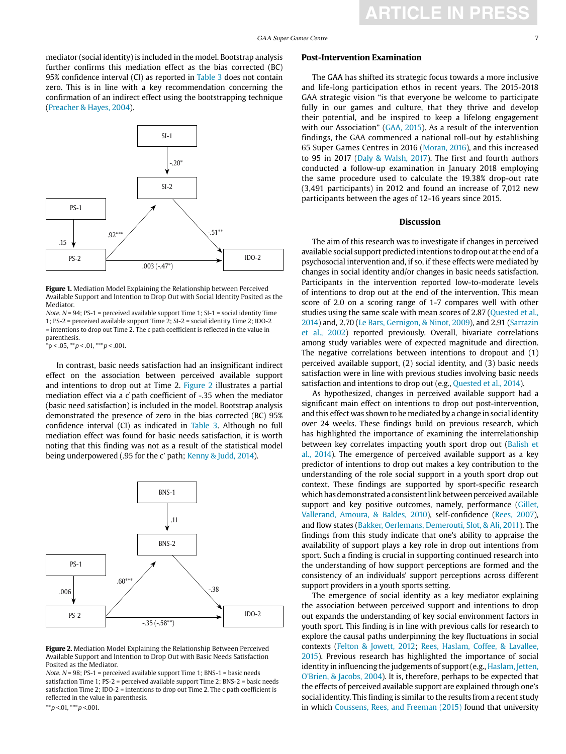mediator (social identity) is included in the model. Bootstrap analysis further confirms this mediation effect as the bias corrected (BC) 95% confidence interval (CI) as reported in Table 3 does not contain zero. This is in line with a key recommendation concerning the confirmation of an indirect effect using the bootstrapping technique (Preacher & Hayes, 2004).

**Figure 1.** Mediation Model Explaining the Relationship between Perceived Available Support and Intention to Drop Out with Social Identity Posited as the Mediator.

*Note.* $N$ = 94; PS-1 = perceived available support Time 1; SI-1 = social identity Time 1; PS-2 = perceived available support Time 2; SI-2 = social identity Time 2; IDO-2 = intentions to drop out Time 2. The c path coefficient is reflected in the value in parenthesis.

$^{*}p < .05$, $^{**}p < .01$, $^{***}p < .001$.

In contrast, basic needs satisfaction had an insignificant indirect effect on the association between perceived available support and intentions to drop out at Time 2. Figure 2 illustrates a partial mediation effect via a c' path coefficient of -.35 when the mediator (basic need satisfaction) is included in the model. Bootstrap analysis demonstrated the presence of zero in the bias corrected (BC) 95% confidence interval (CI) as indicated in Table 3. Although no full mediation effect was found for basic needs satisfaction, it is worth noting that this finding was not as a result of the statistical model being underpowered (.95 for the c' path; Kenny & Judd, 2014).

**Figure 2.** Mediation Model Explaining the Relationship Between Perceived Available Support and Intention to Drop Out with Basic Needs Satisfaction Posited as the Mediator.

*Note.* $N$ = 98; PS-1 = perceived available support Time 1; BNS-1 = basic needs satisfaction Time 1; PS-2 = perceived available support Time 2; BNS-2 = basic needs satisfaction Time 2; IDO-2 = intentions to drop out Time 2. The c path coefficient is reflected in the value in parenthesis.

$^{**}p < .01$, $^{***}p < .001$.

## Post-Intervention Examination

The GAA has shifted its strategic focus towards a more inclusive and life-long participation ethos in recent years. The 2015-2018 GAA strategic vision "is that everyone be welcome to participate fully in our games and culture, that they thrive and develop their potential, and be inspired to keep a lifelong engagement with our Association" (GAA, 2015). As a result of the intervention findings, the GAA commenced a national roll-out by establishing 65 Super Games Centres in 2016 (Moran, 2016), and this increased to 95 in 2017 (Daly & Walsh, 2017). The first and fourth authors conducted a follow-up examination in January 2018 employing the same procedure used to calculate the 19.38% drop-out rate (3,491 participants) in 2012 and found an increase of 7,012 new participants between the ages of 12-16 years since 2015.

## Discussion

The aim of this research was to investigate if changes in perceived available social support predicted intentions to drop out at the end of a psychosocial intervention and, if so, if these effects were mediated by changes in social identity and/or changes in basic needs satisfaction. Participants in the intervention reported low-to-moderate levels of intentions to drop out at the end of the intervention. This mean score of 2.0 on a scoring range of 1-7 compares well with other studies using the same scale with mean scores of 2.87 (Quested et al., 2014) and, 2.70 (Le Bars, Gernigon, & Ninot, 2009), and 2.91 (Sarrazin et al., 2002) reported previously. Overall, bivariate correlations among study variables were of expected magnitude and direction. The negative correlations between intentions to dropout and (1) perceived available support, (2) social identity, and (3) basic needs satisfaction were in line with previous studies involving basic needs satisfaction and intentions to drop out (e.g., Quested et al., 2014).

As hypothesized, changes in perceived available support had a significant main effect on intentions to drop out post-intervention, and this effect was shown to be mediated by a change in social identity over 24 weeks. These findings build on previous research, which has highlighted the importance of examining the interrelationship between key correlates impacting youth sport drop out (Balish et al., 2014). The emergence of perceived available support as a key predictor of intentions to drop out makes a key contribution to the understanding of the role social support in a youth sport drop out context. These findings are supported by sport-specific research which has demonstrated a consistent link between perceived available support and key positive outcomes, namely, performance (Gillet, Vallerand, Amoura, & Baldes, 2010), self-confidence (Rees, 2007), and flow states (Bakker, Oerlemans, Demerouti, Slot, & Ali, 2011). The findings from this study indicate that one's ability to appraise the availability of support plays a key role in drop out intentions from sport. Such a finding is crucial in supporting continued research into the understanding of how support perceptions are formed and the consistency of an individuals' support perceptions across different support providers in a youth sports setting.

The emergence of social identity as a key mediator explaining the association between perceived support and intentions to drop out expands the understanding of key social environment factors in youth sport. This finding is in line with previous calls for research to explore the causal paths underpinning the key fluctuations in social contexts (Felton & Jowett, 2012; Rees, Haslam, Coffee, & Lavallee, 2015). Previous research has highlighted the importance of social identity in influencing the judgements of support (e.g., Haslam, Jetten, O'Brien, & Jacobs, 2004). It is, therefore, perhaps to be expected that the effects of perceived available support are explained through one's social identity. This finding is similar to the results from a recent study in which Coussens, Rees, and Freeman (2015) found that university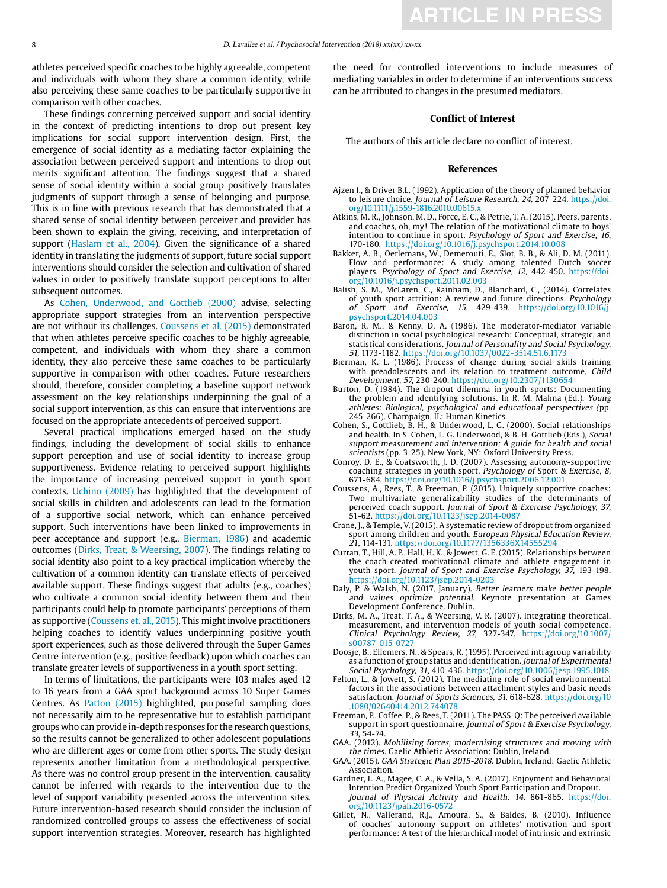athletes perceived specific coaches to be highly agreeable, competent and individuals with whom they share a common identity, while also perceiving these same coaches to be particularly supportive in comparison with other coaches.

These findings concerning perceived support and social identity in the context of predicting intentions to drop out present key implications for social support intervention design. First, the emergence of social identity as a mediating factor explaining the association between perceived support and intentions to drop out merits significant attention. The findings suggest that a shared sense of social identity within a social group positively translates judgments of support through a sense of belonging and purpose. This is in line with previous research that has demonstrated that a shared sense of social identity between perceiver and provider has been shown to explain the giving, receiving, and interpretation of support (Haslam et al., 2004). Given the significance of a shared identity in translating the judgments of support, future social support interventions should consider the selection and cultivation of shared values in order to positively translate support perceptions to alter subsequent outcomes.

As Cohen, Underwood, and Gottlieb (2000) advise, selecting appropriate support strategies from an intervention perspective are not without its challenges. Coussens et al. (2015) demonstrated that when athletes perceive specific coaches to be highly agreeable, competent, and individuals with whom they share a common identity, they also perceive these same coaches to be particularly supportive in comparison with other coaches. Future researchers should, therefore, consider completing a baseline support network assessment on the key relationships underpinning the goal of a social support intervention, as this can ensure that interventions are focused on the appropriate antecedents of perceived support.

Several practical implications emerged based on the study findings, including the development of social skills to enhance support perception and use of social identity to increase group supportiveness. Evidence relating to perceived support highlights the importance of increasing perceived support in youth sport contexts. Uchino (2009) has highlighted that the development of social skills in children and adolescents can lead to the formation of a supportive social network, which can enhance perceived support. Such interventions have been linked to improvements in peer acceptance and support (e.g., Bierman, 1986) and academic outcomes (Dirks, Treat, & Weersing, 2007). The findings relating to social identity also point to a key practical implication whereby the cultivation of a common identity can translate effects of perceived available support. These findings suggest that adults (e.g., coaches) who cultivate a common social identity between them and their participants could help to promote participants' perceptions of them as supportive (Coussens et. al., 2015). This might involve practitioners helping coaches to identify values underpinning positive youth sport experiences, such as those delivered through the Super Games Centre intervention (e.g., positive feedback) upon which coaches can translate greater levels of supportiveness in a youth sport setting.

In terms of limitations, the participants were 103 males aged 12 to 16 years from a GAA sport background across 10 Super Games Centres. As Patton (2015) highlighted, purposeful sampling does not necessarily aim to be representative but to establish participant groups who can provide in-depth responses for the research questions, so the results cannot be generalized to other adolescent populations who are different ages or come from other sports. The study design represents another limitation from a methodological perspective. As there was no control group present in the intervention, causality cannot be inferred with regards to the intervention due to the level of support variability presented across the intervention sites. Future intervention-based research should consider the inclusion of randomized controlled groups to assess the effectiveness of social support intervention strategies. Moreover, research has highlighted the need for controlled interventions to include measures of mediating variables in order to determine if an interventions success can be attributed to changes in the presumed mediators.

## Conflict of Interest

The authors of this article declare no conflict of interest.

## References

Ajzen I., & Driver B.L. (1992). Application of the theory of planned behavior to leisure choice. *Journal of Leisure Research, 24,* 207-224. https://doi.org/10.1111/j.1559-1816.2010.00615.x

Atkins, M. R., Johnson, M. D., Force, E. C., & Petrie, T. A. (2015). Peers, parents, and coaches, oh, my! The relation of the motivational climate to boys' intention to continue in sport. *Psychology of Sport and Exercise, 16*, 170-180. https://doi.org/10.1016/j.psychsport.2014.10.008

Bakker, A. B., Oerlemans, W., Demerouti, E., Slot, B. B., & Ali, D. M. (2011). Flow and performance: A study among talented Dutch soccer players. *Psychology of Sport and Exercise, 12*, 442-450. https://doi.org/10.1016/j.psychsport.2011.02.003

Balish, S. M., McLaren, C., Rainham, D., Blanchard, C., (2014). Correlates of youth sport attrition: A review and future directions. *Psychology of Sport and Exercise, 15*, 429-439. https://doi.org/10.1016/j.psychsport.2014.04.003

Baron, R. M., & Kenny, D. A. (1986). The moderator-mediator variable distinction in social psychological research: Conceptual, strategic, and statistical considerations. *Journal of Personality and Social Psychology, 51,* 1173-1182. https://doi.org/10.1037/0022-3514.51.6.1173

Bierman, K. L. (1986). Process of change during social skills training with preadolescents and its relation to treatment outcome. *Child Development, 57*, 230-240. https://doi.org/10.2307/1130654

Burton, D. (1984). The dropout dilemma in youth sports: Documenting the problem and identifying solutions. In R. M. Malina (Ed.), *Young athletes: Biological, psychological and educational perspectives* (pp. 245-266). Champaign, IL: Human Kinetics.

Cohen, S., Gottlieb, B. H., & Underwood, L. G. (2000). Social relationships and health. In S. Cohen, L. G. Underwood, & B. H. Gottlieb (Eds.), *Social support measurement and intervention: A guide for health and social scientists* (pp. 3-25). New York, NY: Oxford University Press.

Conroy, D. E., & Coatsworth, J. D. (2007). Assessing autonomy-supportive coaching strategies in youth sport. *Psychology of Sport & Exercise, 8*, 671-684. https://doi.org/10.1016/j.psychsport.2006.12.001

Coussens, A., Rees, T., & Freeman, P. (2015). Uniquely supportive coaches: Two multivariate generalizability studies of the determinants of perceived coach support. *Journal of Sport & Exercise Psychology, 37*, 51-62. https://doi.org/10.1123/jsep.2014-0087

Crane, J., & Temple, V. (2015). A systematic review of dropout from organized sport among children and youth. *European Physical Education Review, 21*, 114-131. https://doi.org/10.1177/1356336X14555294

Curran, T., Hill, A. P., Hall, H. K., & Jowett, G. E. (2015). Relationships between the coach-created motivational climate and athlete engagement in youth sport. *Journal of Sport and Exercise Psychology, 37,* 193-198. https://doi.org/10.1123/jsep.2014-0203

Daly, P. & Walsh, N. (2017, January). *Better learners make better people and values optimize potential.* Keynote presentation at Games Development Conference. Dublin.

Dirks, M. A., Treat, T. A., & Weersing, V. R. (2007). Integrating theoretical, measurement, and intervention models of youth social competence. *Clinical Psychology Review, 27,* 327-347. https://doi.org/10.1007/s00787-015-0727

Doosje, B., Ellemers, N., & Spears, R. (1995). Perceived intragroup variability as a function of group status and identification. *Journal of Experimental Social Psychology, 31*, 410-436. https://doi.org/10.1006/jesp.1995.1018

Felton, L., & Jowett, S. (2012). The mediating role of social environmental factors in the associations between attachment styles and basic needs satisfaction. *Journal of Sports Sciences, 31,* 618-628. https://doi.org/10.1080/02640414.2012.744078

Freeman, P., Coffee, P., & Rees, T. (2011). The PASS-Q: The perceived available support in sport questionnaire. *Journal of Sport & Exercise Psychology, 33*, 54-74.

GAA. (2012). *Mobilising forces, modernising structures and moving with the times.* Gaelic Athletic Association: Dublin, Ireland.

GAA. (2015). *GAA Strategic Plan 2015-2018.* Dublin, Ireland: Gaelic Athletic Association.

Gardner, L. A., Magee, C. A., & Vella, S. A. (2017). Enjoyment and Behavioral Intention Predict Organized Youth Sport Participation and Dropout. *Journal of Physical Activity and Health, 14,* 861-865. https://doi.org/10.1123/jpah.2016-0572

Gillet, N., Vallerand, R.J., Amoura, S., & Baldes, B. (2010). Influence of coaches' autonomy support on athletes' motivation and sport performance: A test of the hierarchical model of intrinsic and extrinsic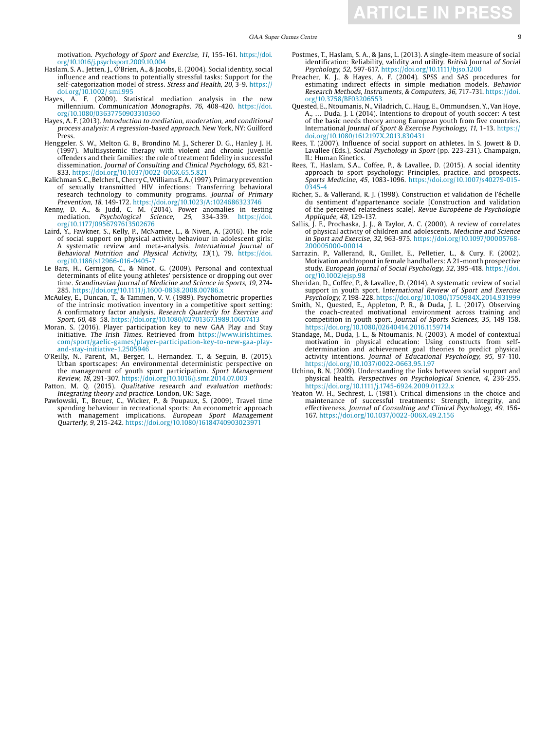motivation. *Psychology of Sport and Exercise, 11*, 155-161. https://doi.org/10.1016/j.psychsport.2009.10.004

Haslam, S. A., Jetten, J., O'Brien, A., & Jacobs, E. (2004). Social identity, social influence and reactions to potentially stressful tasks: Support for the self-categorization model of stress. *Stress and Health, 20*, 3-9. https://doi.org/10.1002/ smi.995

Hayes, A. F. (2009). Statistical mediation analysis in the new millennium. *Communication Monographs, 76*, 408-420. https://doi.org/10.1080/03637750903310360

Hayes, A. F. (2013). *Introduction to mediation, moderation, and conditional process analysis: A regression-based approach*. New York, NY: Guilford Press.

Henggeler. S. W., Melton G. B., Brondino M. J., Scherer D. G., Hanley J. H. (1997). Multisystemic therapy with violent and chronic juvenile offenders and their families: the role of treatment fidelity in successful dissemination. *Journal of Consulting and Clinical Psychology, 65*, 821-833. https://doi.org/10.1037/0022-006X.65.5.821

Kalichman S. C., Belcher L, Cherry C, Williams E. A. (1997). Primary prevention of sexually transmitted HIV infections: Transferring behavioral research technology to community programs. *Journal of Primary Prevention, 18*, 149-172. https://doi.org/10.1023/A:1024686323746

Kenny, D. A., & Judd, C. M. (2014). Power anomalies in testing mediation. *Psychological Science, 25*, 334-339. https://doi.org/10.1177/0956797613502676

Laird, Y., Fawkner, S., Kelly, P., McNamee, L., & Niven, A. (2016). The role of social support on physical activity behaviour in adolescent girls: A systematic review and meta-analysis. *International Journal of Behavioral Nutrition and Physical Activity, 13*(1), 79. https://doi.org/10.1186/s12966-016-0405-7

Le Bars, H., Gernigon, C., & Ninot, G. (2009). Personal and contextual determinants of elite young athletes' persistence or dropping out over time. *Scandinavian Journal of Medicine and Science in Sports, 19*, 274-285. https://doi.org/10.1111/j.1600-0838.2008.00786.x

McAuley, E., Duncan, T., & Tammen, V. V. (1989). Psychometric properties of the intrinsic motivation inventory in a competitive sport setting: A confirmatory factor analysis. *Research Quarterly for Exercise and Sport, 60*, 48–58. https://doi.org/10.1080/02701367.1989.10607413

Moran, S. (2016). Player participation key to new GAA Play and Stay initiative. *The Irish Times*. Retrieved from https://www.irishtimes.com/sport/gaelic-games/player-participation-key-to-new-gaa-play-and-stay-initiative-1.2505946

O'Reilly, N., Parent, M., Berger, I., Hernandez, T., & Seguin, B. (2015). Urban sportscapes: An environmental deterministic perspective on the management of youth sport participation. *Sport Management Review, 18*, 291-307. https://doi.org/10.1016/j.smr.2014.07.003

Patton, M. Q. (2015). *Qualitative research and evaluation methods: Integrating theory and practice*. London, UK: Sage.

Pawlowski, T., Breuer, C., Wicker, P., & Poupaux, S. (2009). Travel time spending behaviour in recreational sports: An econometric approach with management implications. *European Sport Management Quarterly, 9*, 215-242. https://doi.org/10.1080/16184740903023971

Postmes, T., Haslam, S. A., & Jans, L. (2013). A single-item measure of social identification: Reliability, validity and utility. *British Journal of Social Psychology, 52*, 597-617. https://doi.org/10.1111/bjso.1200

Preacher, K. J., & Hayes, A. F. (2004). SPSS and SAS procedures for estimating indirect effects in simple mediation models. *Behavior Research Methods, Instruments, & Computers, 36*, 717-731. https://doi.org/10.3758/BF03206553

Quested, E., Ntoumanis, N., Viladrich, C., Haug, E., Ommundsen, Y., Van Hoye, A., … Duda, J. L (2014). Intentions to dropout of youth soccer: A test of the basic needs theory among European youth from five countries. International *Journal of Sport & Exercise Psychology, 11*, 1-13. https://doi.org/10.1080/1612197X.2013.830431

Rees, T. (2007). Influence of social support on athletes. In S. Jowett & D. Lavallee (Eds.), *Social Psychology in Sport* (pp. 223-231). Champaign, IL: Human Kinetics.

Rees, T., Haslam, S.A., Coffee, P., & Lavallee, D. (2015). A social identity approach to sport psychology: Principles, practice, and prospects. *Sports Medicine, 45*, 1083-1096. https://doi.org/10.1007/s40279-015-0345-4

Richer, S., & Vallerand, R. J. (1998). Construction et validation de l'échelle du sentiment d'appartenance sociale [Construction and validation of the perceived relatedness scale]. *Revue Européene de Psychologie Appliquée, 48*, 129-137.

Sallis, J. F., Prochaska, J. J., & Taylor, A. C. (2000). A review of correlates of physical activity of children and adolescents. *Medicine and Science in Sport and Exercise, 32*, 963-975. https://doi.org/10.1097/00005768-200005000-00014

Sarrazin, P., Vallerand, R., Guillet, E., Pelletier, L., & Cury, F. (2002). Motivation anddropout in female handballers: A 21-month prospective study. *European Journal of Social Psychology, 32*, 395-418. https://doi.org/10.1002/ejsp.98

Sheridan, D., Coffee, P., & Lavallee, D. (2014). A systematic review of social support in youth sport. I*nternational Review of Sport and Exercise Psychology, 7*, 198-228. https://doi.org/10.1080/1750984X.2014.931999

Smith, N., Quested, E., Appleton, P. R., & Duda, J. L. (2017). Observing the coach-created motivational environment across training and competition in youth sport. *Journal of Sports Sciences, 35*, 149-158. https://doi.org/10.1080/02640414.2016.1159714

Standage, M., Duda, J. L., & Ntoumanis, N. (2003). A model of contextual motivation in physical education: Using constructs from self-determination and achievement goal theories to predict physical activity intentions. *Journal of Educational Psychology, 95*, 97-110. https://doi.org/10.1037/0022-0663.95.1.97

Uchino, B. N. (2009). Understanding the links between social support and physical health. *Perspectives on Psychological Science, 4*, 236-255. https://doi.org/10.1111/j.1745-6924.2009.01122.x

Yeaton W. H., Sechrest, L. (1981). Critical dimensions in the choice and maintenance of successful treatments: Strength, integrity, and effectiveness. *Journal of Consulting and Clinical Psychology, 49*, 156-167. https://doi.org/10.1037/0022-006X.49.2.156